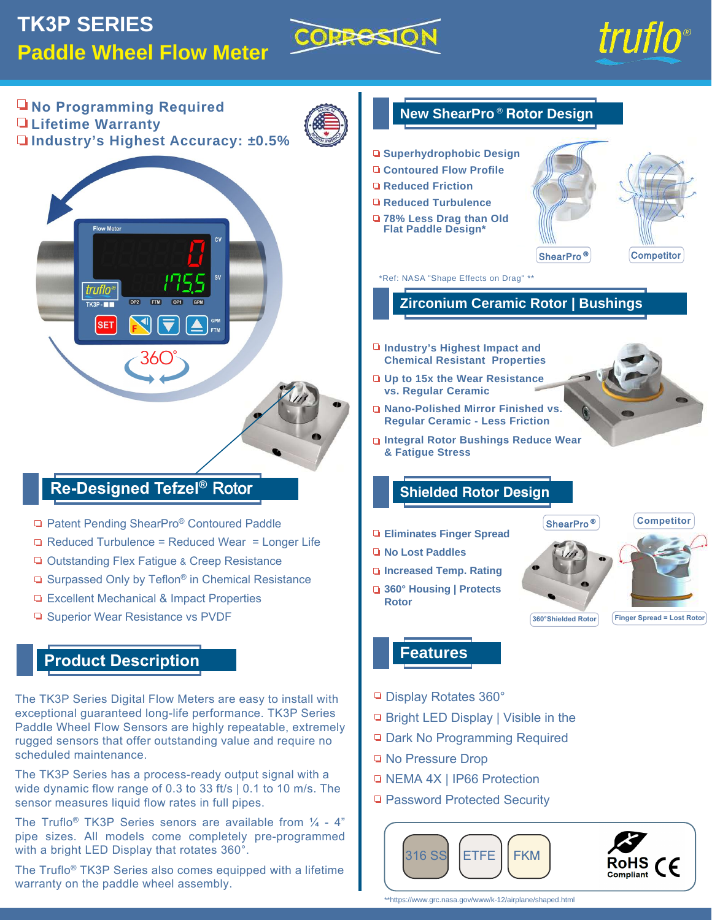# TK3P SERIES
## Paddle Wheel Flow Meter

- No Programming Required
- Lifetime Warranty
- Industry's Highest Accuracy: ±0.5%

## Re-Designed Tefzel® Rotor

- Patent Pending ShearPro® Contoured Paddle
- Reduced Turbulence = Reduced Wear = Longer Life
- Outstanding Flex Fatigue & Creep Resistance
- Surpassed Only by Teflon® in Chemical Resistance
- Excellent Mechanical & Impact Properties
- Superior Wear Resistance vs PVDF

## Product Description

The TK3P Series Digital Flow Meters are easy to install with exceptional guaranteed long-life performance. TK3P Series Paddle Wheel Flow Sensors are highly repeatable, extremely rugged sensors that offer outstanding value and require no scheduled maintenance.

The TK3P Series has a process-ready output signal with a wide dynamic flow range of 0.3 to 33 ft/s | 0.1 to 10 m/s. The sensor measures liquid flow rates in full pipes.

The Truflo® TK3P Series senors are available from ¼ - 4" pipe sizes. All models come completely pre-programmed with a bright LED Display that rotates 360°.

The Truflo® TK3P Series also comes equipped with a lifetime warranty on the paddle wheel assembly.

## New ShearPro® Rotor Design

- Superhydrophobic Design
- Contoured Flow Profile
- Reduced Friction
- Reduced Turbulence
- 78% Less Drag than Old Flat Paddle Design*

ShearPro® | Competitor

*Ref: NASA "Shape Effects on Drag" **

## Zirconium Ceramic Rotor | Bushings

- Industry's Highest Impact and Chemical Resistant Properties
- Up to 15x the Wear Resistance vs. Regular Ceramic
- Nano-Polished Mirror Finished vs. Regular Ceramic - Less Friction
- Integral Rotor Bushings Reduce Wear & Fatigue Stress

## Shielded Rotor Design

- Eliminates Finger Spread
- No Lost Paddles
- Increased Temp. Rating
- 360° Housing | Protects Rotor

ShearPro® — 360°Shielded Rotor | Competitor — Finger Spread = Lost Rotor

## Features

- Display Rotates 360°
- Bright LED Display | Visible in the Dark No Programming Required
- No Pressure Drop
- NEMA 4X | IP66 Protection
- Password Protected Security

316 SS | ETFE | FKM

RoHS Compliant | CE

**https://www.grc.nasa.gov/www/k-12/airplane/shaped.html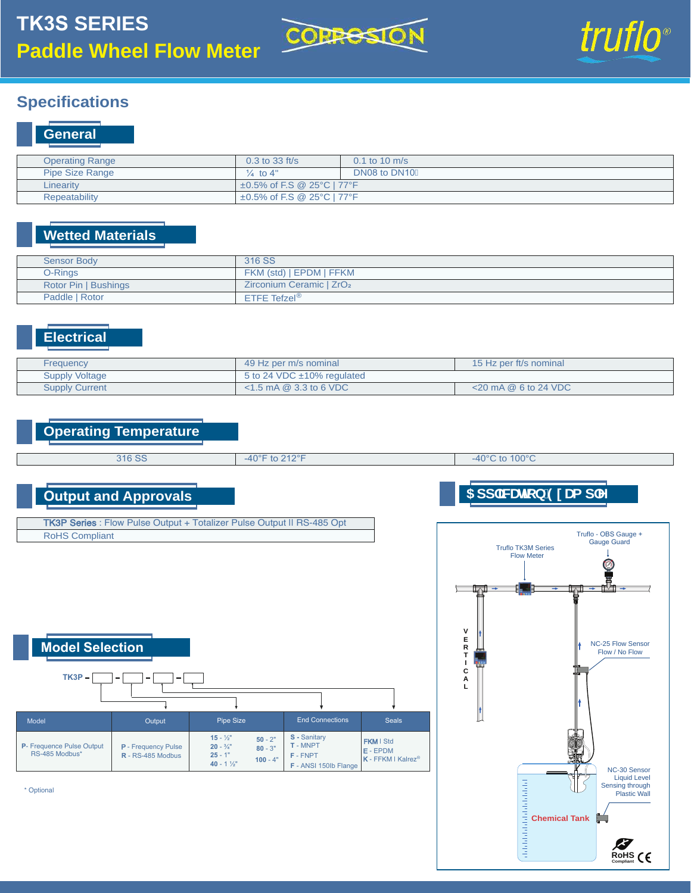# TK3S SERIES
## Paddle Wheel Flow Meter

CORROSION

truflo®

# Specifications

## General

| | | |
|---|---|---|
| Operating Range | 0.3 to 33 ft/s | 0.1 to 10 m/s |
| Pipe Size Range | ¼ to 4" | DN08 to DN10 |
| Linearity | ±0.5% of F.S @ 25°C \| 77°F | |
| Repeatability | ±0.5% of F.S @ 25°C \| 77°F | |

## Wetted Materials

| | |
|---|---|
| Sensor Body | 316 SS |
| O-Rings | FKM (std) \| EPDM \| FFKM |
| Rotor Pin \| Bushings | Zirconium Ceramic \| $ZrO_2$ |
| Paddle \| Rotor | ETFE Tefzel® |

## Electrical

| | | |
|---|---|---|
| Frequency | 49 Hz per m/s nominal | 15 Hz per ft/s nominal |
| Supply Voltage | 5 to 24 VDC ±10% regulated | |
| Supply Current | <1.5 mA @ 3.3 to 6 VDC | <20 mA @ 6 to 24 VDC |

## Operating Temperature

| | | |
|---|---|---|
| 316 SS | -40°F to 212°F | -40°C to 100°C |

## Output and Approvals

| |
|---|
| **TK3P Series** : Flow Pulse Output + Totalizer Pulse Output II RS-485 Opt |
| RoHS Compliant |

## Application Example

Truflo - OBS Gauge + Gauge Guard

Truflo TK3M Series Flow Meter

VERTICAL

NC-25 Flow Sensor Flow / No Flow

NC-30 Sensor Liquid Level Sensing through Plastic Wall

Chemical Tank

RoHS Compliant CE

## Model Selection

TK3P – ☐ – ☐ – ☐ – ☐

| Model | Output | Pipe Size | End Connections | Seals |
|---|---|---|---|---|
| P- Frequence Pulse Output RS-485 Modbus* | P - Frequency Pulse<br>R - RS-485 Modbus | 15 - ½"<br>20 - ¾"<br>25 - 1"<br>40 - 1 ½"<br>50 - 2"<br>80 - 3"<br>100 - 4" | S - Sanitary<br>T - MNPT<br>F - FNPT<br>F - ANSI 150lb Flange | FKM I Std<br>E - EPDM<br>K - FFKM I Kalrez® |

\* Optional